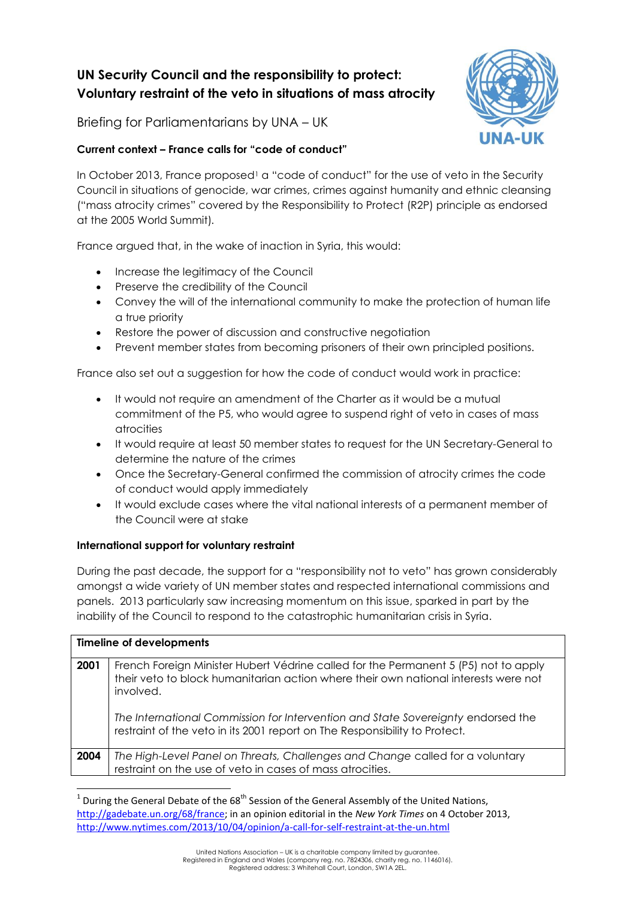# UN Security Council and the responsibility to protect: Voluntary restraint of the veto in situations of mass atrocity

Briefing for Parliamentarians by UNA – UK

### Current context – France calls for "code of conduct"

In October 2013, France proposed[1] a "code of conduct" for the use of veto in the Security Council in situations of genocide, war crimes, crimes against humanity and ethnic cleansing ("mass atrocity crimes" covered by the Responsibility to Protect (R2P) principle as endorsed at the 2005 World Summit).

France argued that, in the wake of inaction in Syria, this would:

- Increase the legitimacy of the Council
- Preserve the credibility of the Council
- Convey the will of the international community to make the protection of human life a true priority
- Restore the power of discussion and constructive negotiation
- Prevent member states from becoming prisoners of their own principled positions.

France also set out a suggestion for how the code of conduct would work in practice:

- It would not require an amendment of the Charter as it would be a mutual commitment of the P5, who would agree to suspend right of veto in cases of mass atrocities
- It would require at least 50 member states to request for the UN Secretary-General to determine the nature of the crimes
- Once the Secretary-General confirmed the commission of atrocity crimes the code of conduct would apply immediately
- It would exclude cases where the vital national interests of a permanent member of the Council were at stake

### International support for voluntary restraint

During the past decade, the support for a "responsibility not to veto" has grown considerably amongst a wide variety of UN member states and respected international commissions and panels. 2013 particularly saw increasing momentum on this issue, sparked in part by the inability of the Council to respond to the catastrophic humanitarian crisis in Syria.

| **Timeline of developments** | |
|---|---|
| **2001** | French Foreign Minister Hubert Védrine called for the Permanent 5 (P5) not to apply their veto to block humanitarian action where their own national interests were not involved.<br><br>*The International Commission for Intervention and State Sovereignty* endorsed the restraint of the veto in its 2001 report on The Responsibility to Protect. |
| **2004** | *The High-Level Panel on Threats, Challenges and Change* called for a voluntary restraint on the use of veto in cases of mass atrocities. |

[1] During the General Debate of the 68th Session of the General Assembly of the United Nations, http://gadebate.un.org/68/france; in an opinion editorial in the *New York Times* on 4 October 2013, http://www.nytimes.com/2013/10/04/opinion/a-call-for-self-restraint-at-the-un.html

United Nations Association – UK is a charitable company limited by guarantee. Registered in England and Wales (company reg. no. 7824306, charity reg. no. 1146016). Registered address: 3 Whitehall Court, London, SW1A 2EL.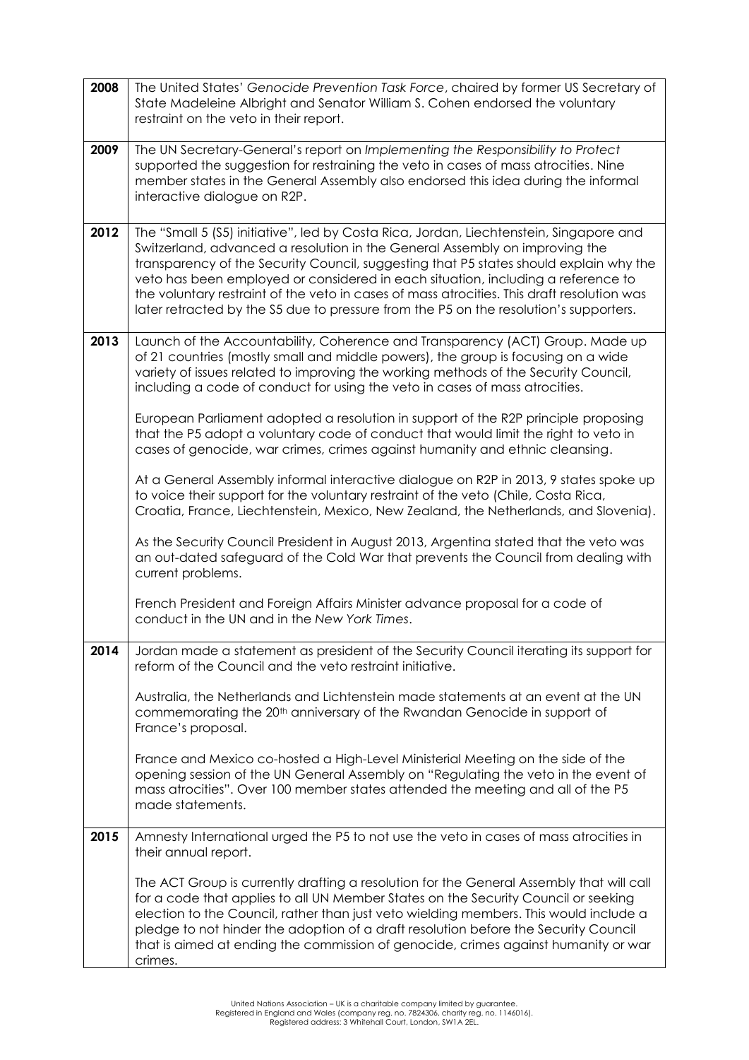| | |
|---|---|
| **2008** | The United States' *Genocide Prevention Task Force*, chaired by former US Secretary of State Madeleine Albright and Senator William S. Cohen endorsed the voluntary restraint on the veto in their report. |
| **2009** | The UN Secretary-General's report on *Implementing the Responsibility to Protect* supported the suggestion for restraining the veto in cases of mass atrocities. Nine member states in the General Assembly also endorsed this idea during the informal interactive dialogue on R2P. |
| **2012** | The "Small 5 (S5) initiative", led by Costa Rica, Jordan, Liechtenstein, Singapore and Switzerland, advanced a resolution in the General Assembly on improving the transparency of the Security Council, suggesting that P5 states should explain why the veto has been employed or considered in each situation, including a reference to the voluntary restraint of the veto in cases of mass atrocities. This draft resolution was later retracted by the S5 due to pressure from the P5 on the resolution's supporters. |
| **2013** | Launch of the Accountability, Coherence and Transparency (ACT) Group. Made up of 21 countries (mostly small and middle powers), the group is focusing on a wide variety of issues related to improving the working methods of the Security Council, including a code of conduct for using the veto in cases of mass atrocities.<br><br>European Parliament adopted a resolution in support of the R2P principle proposing that the P5 adopt a voluntary code of conduct that would limit the right to veto in cases of genocide, war crimes, crimes against humanity and ethnic cleansing.<br><br>At a General Assembly informal interactive dialogue on R2P in 2013, 9 states spoke up to voice their support for the voluntary restraint of the veto (Chile, Costa Rica, Croatia, France, Liechtenstein, Mexico, New Zealand, the Netherlands, and Slovenia).<br><br>As the Security Council President in August 2013, Argentina stated that the veto was an out-dated safeguard of the Cold War that prevents the Council from dealing with current problems.<br><br>French President and Foreign Affairs Minister advance proposal for a code of conduct in the UN and in the *New York Times*. |
| **2014** | Jordan made a statement as president of the Security Council iterating its support for reform of the Council and the veto restraint initiative.<br><br>Australia, the Netherlands and Lichtenstein made statements at an event at the UN commemorating the 20th anniversary of the Rwandan Genocide in support of France's proposal.<br><br>France and Mexico co-hosted a High-Level Ministerial Meeting on the side of the opening session of the UN General Assembly on "Regulating the veto in the event of mass atrocities". Over 100 member states attended the meeting and all of the P5 made statements. |
| **2015** | Amnesty International urged the P5 to not use the veto in cases of mass atrocities in their annual report.<br><br>The ACT Group is currently drafting a resolution for the General Assembly that will call for a code that applies to all UN Member States on the Security Council or seeking election to the Council, rather than just veto wielding members. This would include a pledge to not hinder the adoption of a draft resolution before the Security Council that is aimed at ending the commission of genocide, crimes against humanity or war crimes. |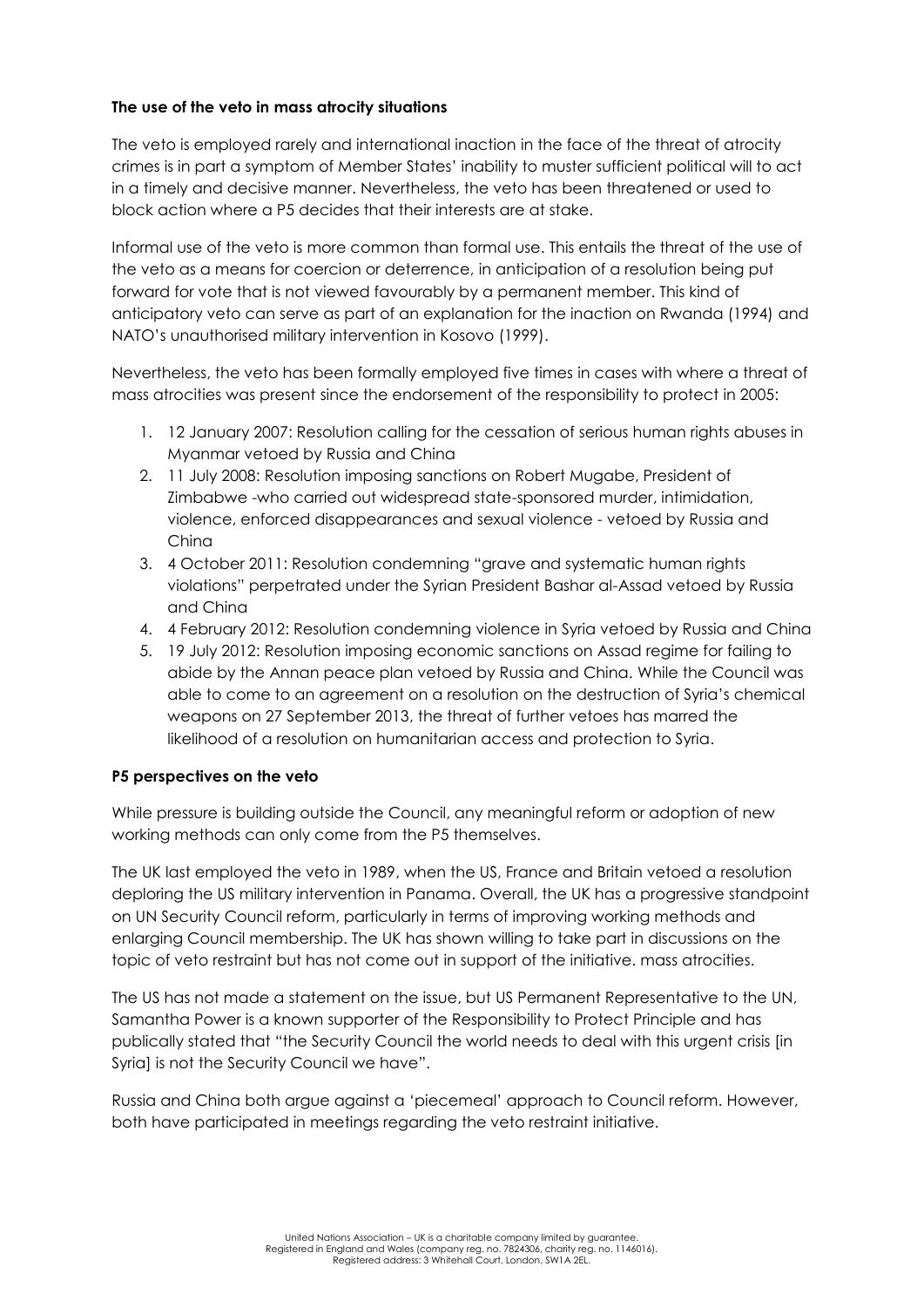**The use of the veto in mass atrocity situations**

The veto is employed rarely and international inaction in the face of the threat of atrocity crimes is in part a symptom of Member States' inability to muster sufficient political will to act in a timely and decisive manner. Nevertheless, the veto has been threatened or used to block action where a P5 decides that their interests are at stake.

Informal use of the veto is more common than formal use. This entails the threat of the use of the veto as a means for coercion or deterrence, in anticipation of a resolution being put forward for vote that is not viewed favourably by a permanent member. This kind of anticipatory veto can serve as part of an explanation for the inaction on Rwanda (1994) and NATO's unauthorised military intervention in Kosovo (1999).

Nevertheless, the veto has been formally employed five times in cases with where a threat of mass atrocities was present since the endorsement of the responsibility to protect in 2005:

1. 12 January 2007: Resolution calling for the cessation of serious human rights abuses in Myanmar vetoed by Russia and China
2. 11 July 2008: Resolution imposing sanctions on Robert Mugabe, President of Zimbabwe -who carried out widespread state-sponsored murder, intimidation, violence, enforced disappearances and sexual violence - vetoed by Russia and China
3. 4 October 2011: Resolution condemning "grave and systematic human rights violations" perpetrated under the Syrian President Bashar al-Assad vetoed by Russia and China
4. 4 February 2012: Resolution condemning violence in Syria vetoed by Russia and China
5. 19 July 2012: Resolution imposing economic sanctions on Assad regime for failing to abide by the Annan peace plan vetoed by Russia and China. While the Council was able to come to an agreement on a resolution on the destruction of Syria's chemical weapons on 27 September 2013, the threat of further vetoes has marred the likelihood of a resolution on humanitarian access and protection to Syria.

**P5 perspectives on the veto**

While pressure is building outside the Council, any meaningful reform or adoption of new working methods can only come from the P5 themselves.

The UK last employed the veto in 1989, when the US, France and Britain vetoed a resolution deploring the US military intervention in Panama. Overall, the UK has a progressive standpoint on UN Security Council reform, particularly in terms of improving working methods and enlarging Council membership. The UK has shown willing to take part in discussions on the topic of veto restraint but has not come out in support of the initiative. mass atrocities.

The US has not made a statement on the issue, but US Permanent Representative to the UN, Samantha Power is a known supporter of the Responsibility to Protect Principle and has publically stated that "the Security Council the world needs to deal with this urgent crisis [in Syria] is not the Security Council we have".

Russia and China both argue against a 'piecemeal' approach to Council reform. However, both have participated in meetings regarding the veto restraint initiative.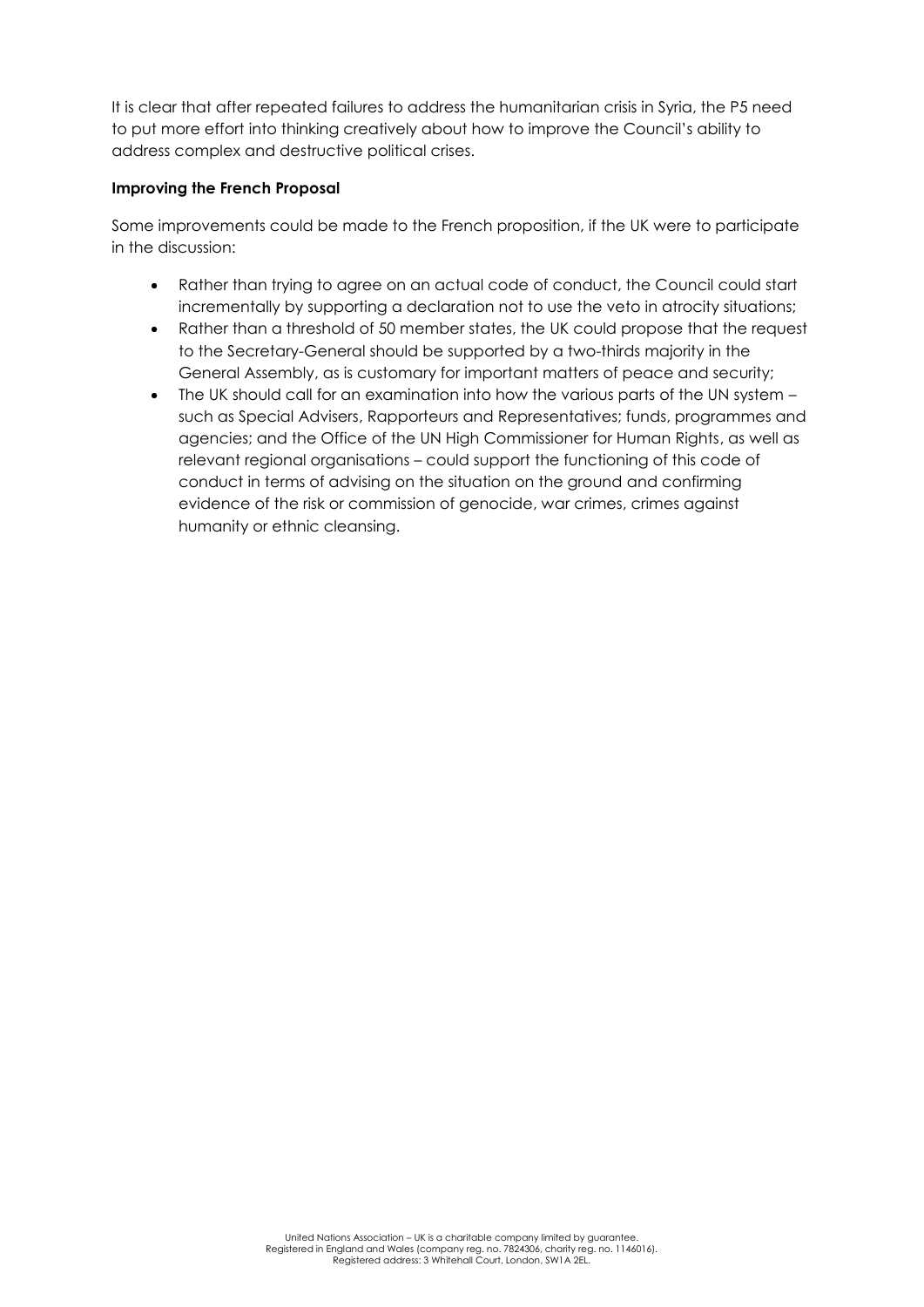It is clear that after repeated failures to address the humanitarian crisis in Syria, the P5 need to put more effort into thinking creatively about how to improve the Council's ability to address complex and destructive political crises.

**Improving the French Proposal**

Some improvements could be made to the French proposition, if the UK were to participate in the discussion:

- Rather than trying to agree on an actual code of conduct, the Council could start incrementally by supporting a declaration not to use the veto in atrocity situations;
- Rather than a threshold of 50 member states, the UK could propose that the request to the Secretary-General should be supported by a two-thirds majority in the General Assembly, as is customary for important matters of peace and security;
- The UK should call for an examination into how the various parts of the UN system – such as Special Advisers, Rapporteurs and Representatives; funds, programmes and agencies; and the Office of the UN High Commissioner for Human Rights, as well as relevant regional organisations – could support the functioning of this code of conduct in terms of advising on the situation on the ground and confirming evidence of the risk or commission of genocide, war crimes, crimes against humanity or ethnic cleansing.